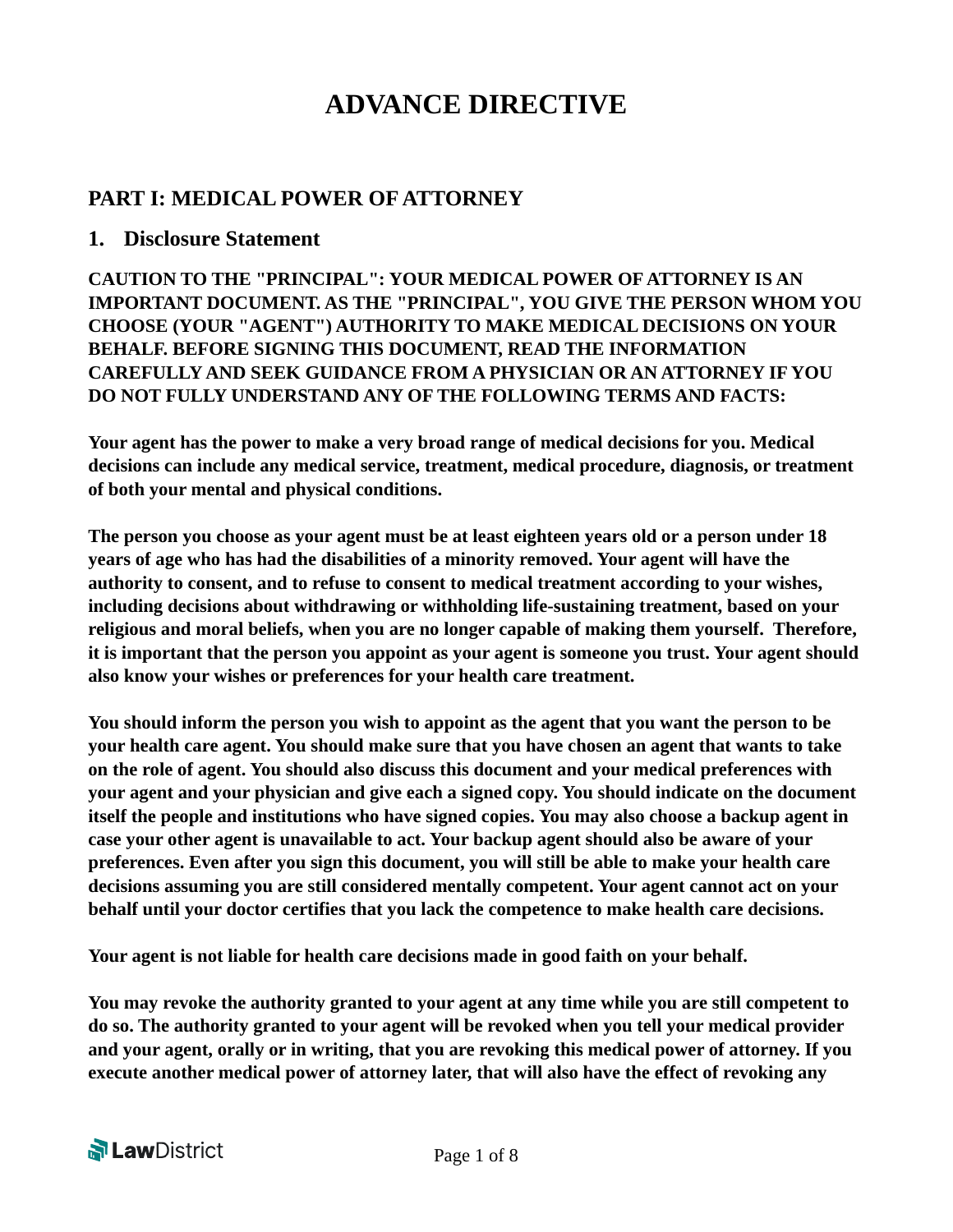# ADVANCE DIRECTIVE

## PART I: MEDICAL POWER OF ATTORNEY

### 1. Disclosure Statement

**CAUTION TO THE "PRINCIPAL": YOUR MEDICAL POWER OF ATTORNEY IS AN IMPORTANT DOCUMENT. AS THE "PRINCIPAL", YOU GIVE THE PERSON WHOM YOU CHOOSE (YOUR "AGENT") AUTHORITY TO MAKE MEDICAL DECISIONS ON YOUR BEHALF. BEFORE SIGNING THIS DOCUMENT, READ THE INFORMATION CAREFULLY AND SEEK GUIDANCE FROM A PHYSICIAN OR AN ATTORNEY IF YOU DO NOT FULLY UNDERSTAND ANY OF THE FOLLOWING TERMS AND FACTS:**

**Your agent has the power to make a very broad range of medical decisions for you. Medical decisions can include any medical service, treatment, medical procedure, diagnosis, or treatment of both your mental and physical conditions.**

**The person you choose as your agent must be at least eighteen years old or a person under 18 years of age who has had the disabilities of a minority removed. Your agent will have the authority to consent, and to refuse to consent to medical treatment according to your wishes, including decisions about withdrawing or withholding life-sustaining treatment, based on your religious and moral beliefs, when you are no longer capable of making them yourself. Therefore, it is important that the person you appoint as your agent is someone you trust. Your agent should also know your wishes or preferences for your health care treatment.**

**You should inform the person you wish to appoint as the agent that you want the person to be your health care agent. You should make sure that you have chosen an agent that wants to take on the role of agent. You should also discuss this document and your medical preferences with your agent and your physician and give each a signed copy. You should indicate on the document itself the people and institutions who have signed copies. You may also choose a backup agent in case your other agent is unavailable to act. Your backup agent should also be aware of your preferences. Even after you sign this document, you will still be able to make your health care decisions assuming you are still considered mentally competent. Your agent cannot act on your behalf until your doctor certifies that you lack the competence to make health care decisions.**

**Your agent is not liable for health care decisions made in good faith on your behalf.**

**You may revoke the authority granted to your agent at any time while you are still competent to do so. The authority granted to your agent will be revoked when you tell your medical provider and your agent, orally or in writing, that you are revoking this medical power of attorney. If you execute another medical power of attorney later, that will also have the effect of revoking any**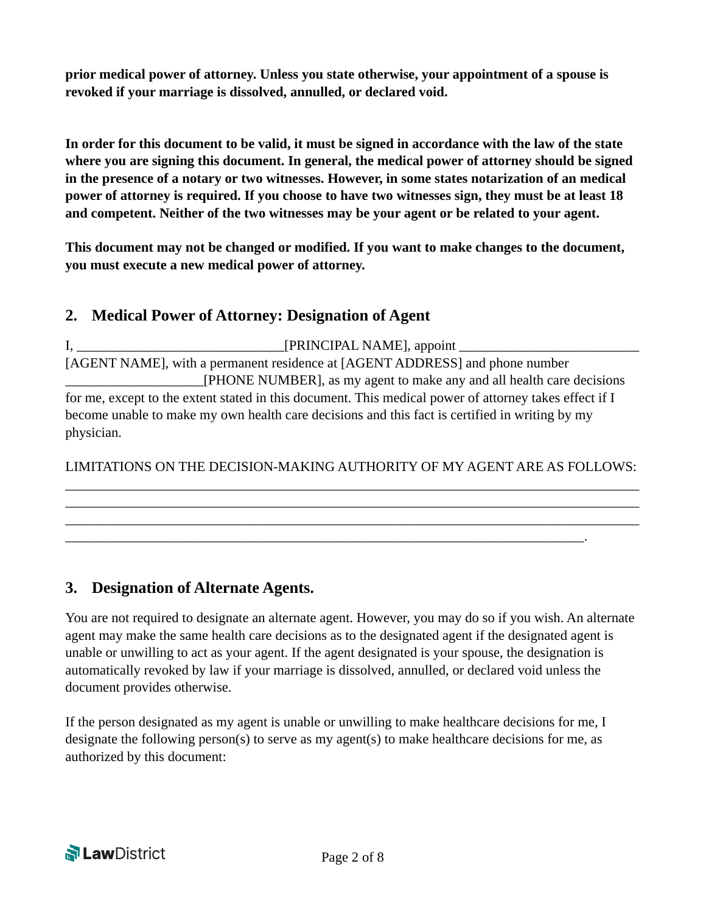**prior medical power of attorney. Unless you state otherwise, your appointment of a spouse is revoked if your marriage is dissolved, annulled, or declared void.**

**In order for this document to be valid, it must be signed in accordance with the law of the state where you are signing this document. In general, the medical power of attorney should be signed in the presence of a notary or two witnesses. However, in some states notarization of an medical power of attorney is required. If you choose to have two witnesses sign, they must be at least 18 and competent. Neither of the two witnesses may be your agent or be related to your agent.**

**This document may not be changed or modified. If you want to make changes to the document, you must execute a new medical power of attorney.**

## 2. Medical Power of Attorney: Designation of Agent

I, ______________________________[PRINCIPAL NAME], appoint __________________________ [AGENT NAME], with a permanent residence at [AGENT ADDRESS] and phone number ____________________[PHONE NUMBER], as my agent to make any and all health care decisions for me, except to the extent stated in this document. This medical power of attorney takes effect if I become unable to make my own health care decisions and this fact is certified in writing by my physician.

LIMITATIONS ON THE DECISION-MAKING AUTHORITY OF MY AGENT ARE AS FOLLOWS: ____________________________________________________________________________________
____________________________________________________________________________________
____________________________________________________________________________________
____________________________________________________________________________.

## 3. Designation of Alternate Agents.

You are not required to designate an alternate agent. However, you may do so if you wish. An alternate agent may make the same health care decisions as to the designated agent if the designated agent is unable or unwilling to act as your agent. If the agent designated is your spouse, the designation is automatically revoked by law if your marriage is dissolved, annulled, or declared void unless the document provides otherwise.

If the person designated as my agent is unable or unwilling to make healthcare decisions for me, I designate the following person(s) to serve as my agent(s) to make healthcare decisions for me, as authorized by this document: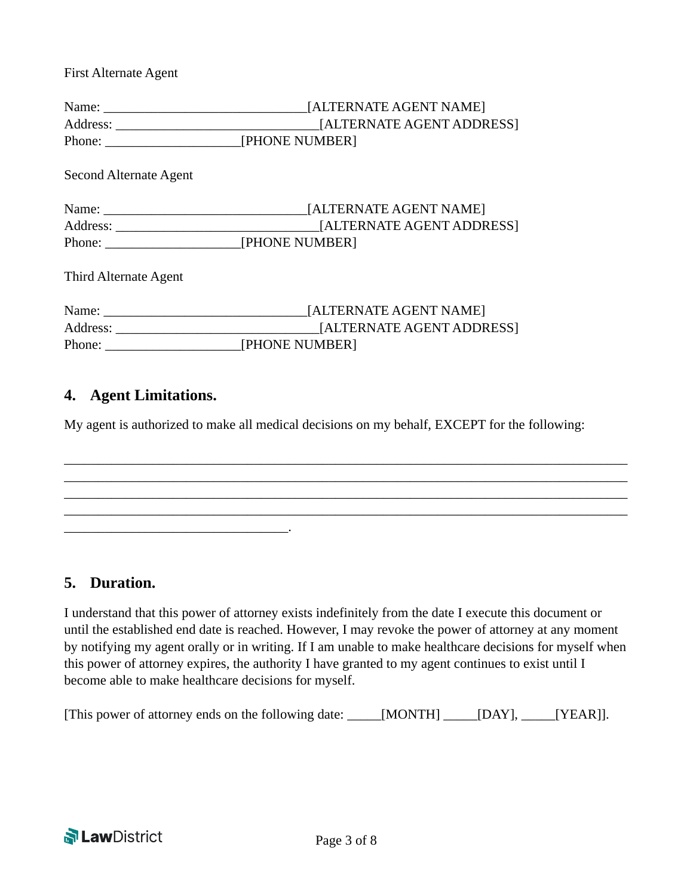First Alternate Agent

Name: ______________________________[ALTERNATE AGENT NAME]
Address: ______________________________[ALTERNATE AGENT ADDRESS]
Phone: ____________________[PHONE NUMBER]

Second Alternate Agent

Name: ______________________________[ALTERNATE AGENT NAME]
Address: ______________________________[ALTERNATE AGENT ADDRESS]
Phone: ____________________[PHONE NUMBER]

Third Alternate Agent

Name: ______________________________[ALTERNATE AGENT NAME]
Address: ______________________________[ALTERNATE AGENT ADDRESS]
Phone: ____________________[PHONE NUMBER]

## 4. Agent Limitations.

My agent is authorized to make all medical decisions on my behalf, EXCEPT for the following:

____________________________________________________________________________________
____________________________________________________________________________________
____________________________________________________________________________________
____________________________________________________________________________________
_________________________________.

## 5. Duration.

I understand that this power of attorney exists indefinitely from the date I execute this document or until the established end date is reached. However, I may revoke the power of attorney at any moment by notifying my agent orally or in writing. If I am unable to make healthcare decisions for myself when this power of attorney expires, the authority I have granted to my agent continues to exist until I become able to make healthcare decisions for myself.

[This power of attorney ends on the following date: _____[MONTH] _____[DAY], _____[YEAR]].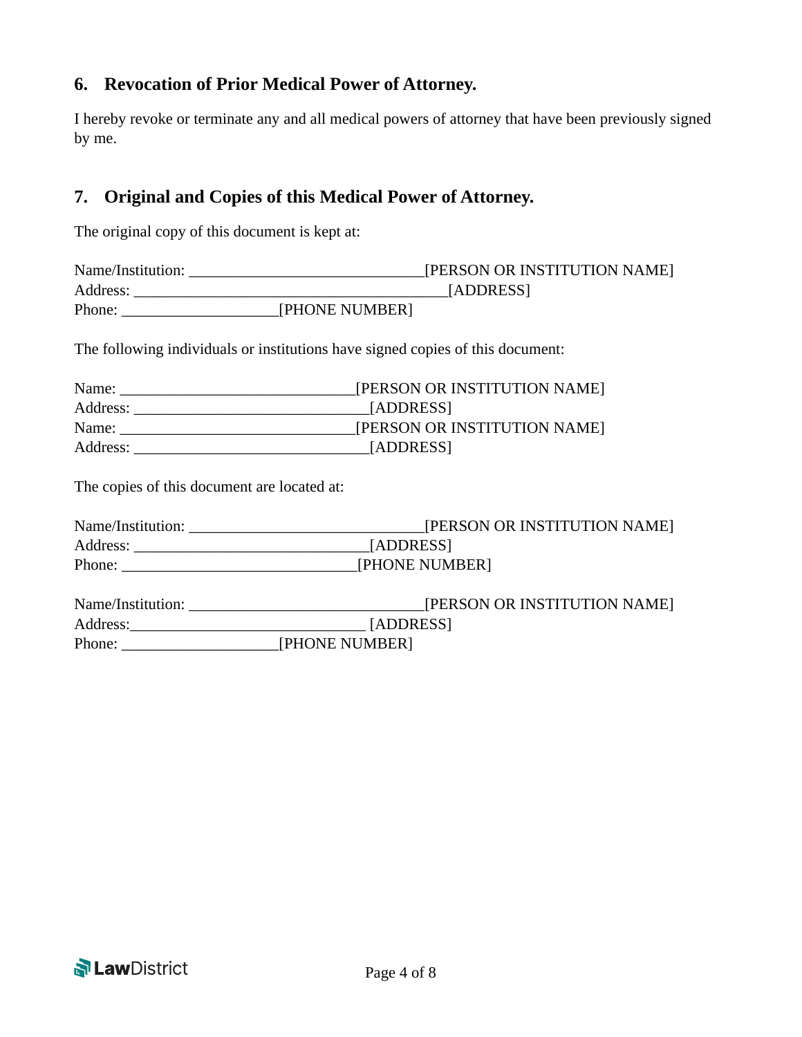## 6. Revocation of Prior Medical Power of Attorney.

I hereby revoke or terminate any and all medical powers of attorney that have been previously signed by me.

## 7. Original and Copies of this Medical Power of Attorney.

The original copy of this document is kept at:

Name/Institution: ______________________________[PERSON OR INSTITUTION NAME]
Address: ________________________________________[ADDRESS]
Phone: ____________________[PHONE NUMBER]

The following individuals or institutions have signed copies of this document:

Name: ______________________________[PERSON OR INSTITUTION NAME]
Address: ______________________________[ADDRESS]
Name: ______________________________[PERSON OR INSTITUTION NAME]
Address: ______________________________[ADDRESS]

The copies of this document are located at:

Name/Institution: ______________________________[PERSON OR INSTITUTION NAME]
Address: ______________________________[ADDRESS]
Phone: ______________________________[PHONE NUMBER]

Name/Institution: ______________________________[PERSON OR INSTITUTION NAME]
Address:______________________________ [ADDRESS]
Phone: ____________________[PHONE NUMBER]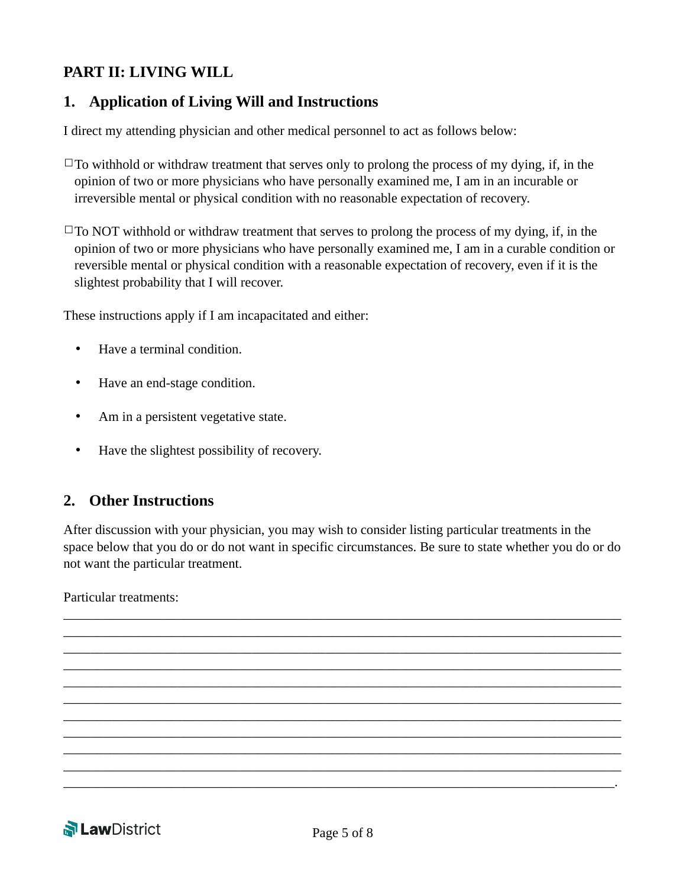## PART II: LIVING WILL

### 1. Application of Living Will and Instructions

I direct my attending physician and other medical personnel to act as follows below:

☐ To withhold or withdraw treatment that serves only to prolong the process of my dying, if, in the opinion of two or more physicians who have personally examined me, I am in an incurable or irreversible mental or physical condition with no reasonable expectation of recovery.

☐ To NOT withhold or withdraw treatment that serves to prolong the process of my dying, if, in the opinion of two or more physicians who have personally examined me, I am in a curable condition or reversible mental or physical condition with a reasonable expectation of recovery, even if it is the slightest probability that I will recover.

These instructions apply if I am incapacitated and either:

- Have a terminal condition.
- Have an end-stage condition.
- Am in a persistent vegetative state.
- Have the slightest possibility of recovery.

### 2. Other Instructions

After discussion with your physician, you may wish to consider listing particular treatments in the space below that you do or do not want in specific circumstances. Be sure to state whether you do or do not want the particular treatment.

Particular treatments:

_____________________________________________________________________________
_____________________________________________________________________________
_____________________________________________________________________________
_____________________________________________________________________________
_____________________________________________________________________________
_____________________________________________________________________________
_____________________________________________________________________________
_____________________________________________________________________________
_____________________________________________________________________________
_____________________________________________________________________________
____________________________________________________________________________.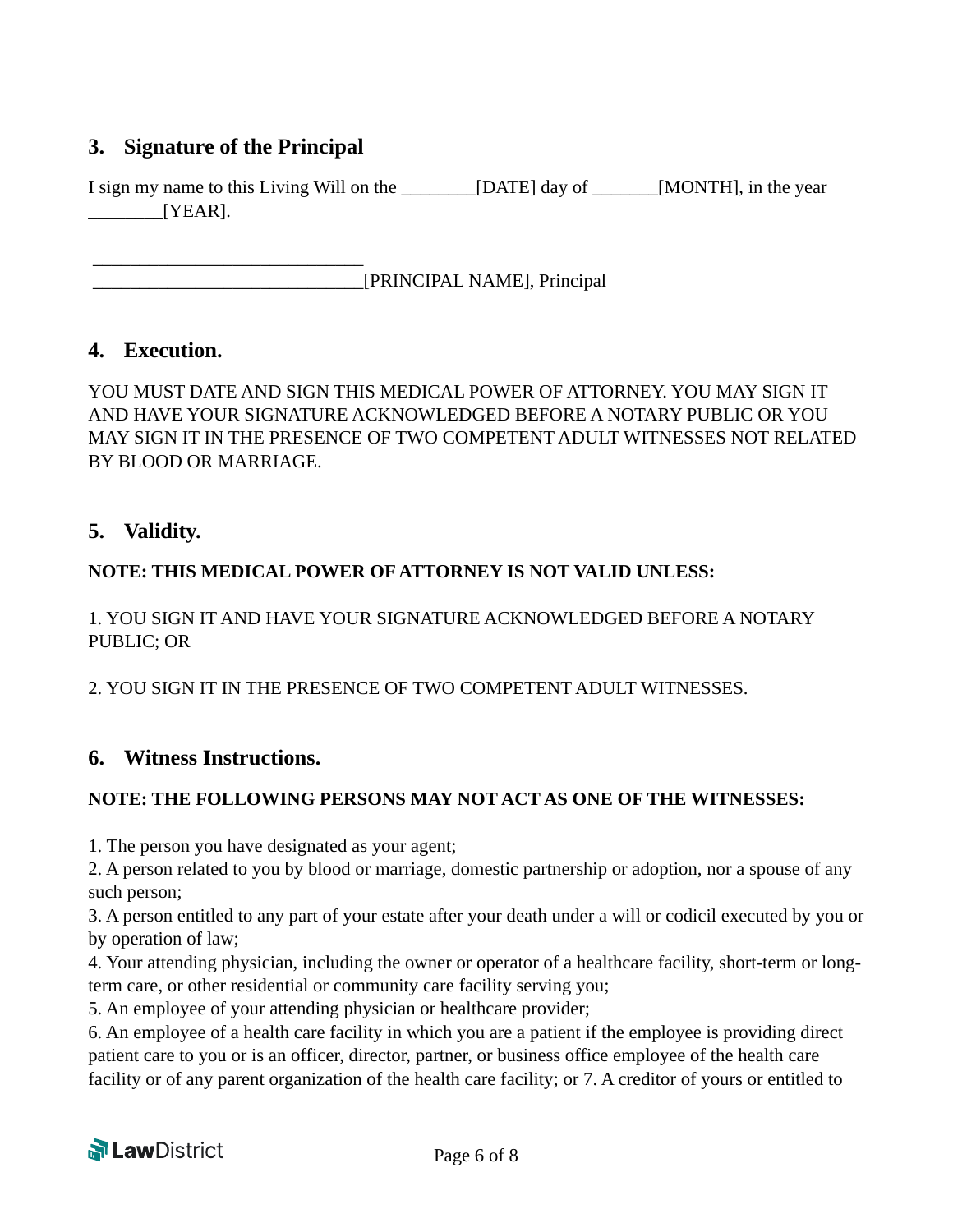## 3. Signature of the Principal

I sign my name to this Living Will on the ________[DATE] day of _______[MONTH], in the year ________[YEAR].

_____________________________

_____________________________[PRINCIPAL NAME], Principal

## 4. Execution.

YOU MUST DATE AND SIGN THIS MEDICAL POWER OF ATTORNEY. YOU MAY SIGN IT AND HAVE YOUR SIGNATURE ACKNOWLEDGED BEFORE A NOTARY PUBLIC OR YOU MAY SIGN IT IN THE PRESENCE OF TWO COMPETENT ADULT WITNESSES NOT RELATED BY BLOOD OR MARRIAGE.

## 5. Validity.

**NOTE: THIS MEDICAL POWER OF ATTORNEY IS NOT VALID UNLESS:**

1. YOU SIGN IT AND HAVE YOUR SIGNATURE ACKNOWLEDGED BEFORE A NOTARY PUBLIC; OR

2. YOU SIGN IT IN THE PRESENCE OF TWO COMPETENT ADULT WITNESSES.

## 6. Witness Instructions.

**NOTE: THE FOLLOWING PERSONS MAY NOT ACT AS ONE OF THE WITNESSES:**

1. The person you have designated as your agent;
2. A person related to you by blood or marriage, domestic partnership or adoption, nor a spouse of any such person;
3. A person entitled to any part of your estate after your death under a will or codicil executed by you or by operation of law;
4. Your attending physician, including the owner or operator of a healthcare facility, short-term or long-term care, or other residential or community care facility serving you;
5. An employee of your attending physician or healthcare provider;
6. An employee of a health care facility in which you are a patient if the employee is providing direct patient care to you or is an officer, director, partner, or business office employee of the health care facility or of any parent organization of the health care facility; or 7. A creditor of yours or entitled to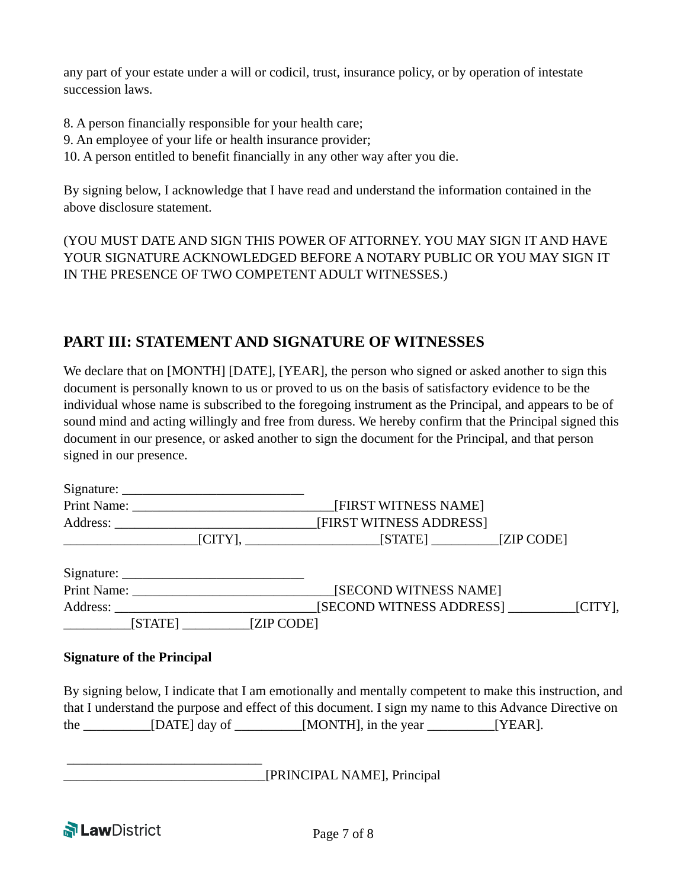any part of your estate under a will or codicil, trust, insurance policy, or by operation of intestate succession laws.

8. A person financially responsible for your health care;
9. An employee of your life or health insurance provider;
10. A person entitled to benefit financially in any other way after you die.

By signing below, I acknowledge that I have read and understand the information contained in the above disclosure statement.

(YOU MUST DATE AND SIGN THIS POWER OF ATTORNEY. YOU MAY SIGN IT AND HAVE YOUR SIGNATURE ACKNOWLEDGED BEFORE A NOTARY PUBLIC OR YOU MAY SIGN IT IN THE PRESENCE OF TWO COMPETENT ADULT WITNESSES.)

## PART III: STATEMENT AND SIGNATURE OF WITNESSES

We declare that on [MONTH] [DATE], [YEAR], the person who signed or asked another to sign this document is personally known to us or proved to us on the basis of satisfactory evidence to be the individual whose name is subscribed to the foregoing instrument as the Principal, and appears to be of sound mind and acting willingly and free from duress. We hereby confirm that the Principal signed this document in our presence, or asked another to sign the document for the Principal, and that person signed in our presence.

Signature: ____________________________
Print Name: ______________________________[FIRST WITNESS NAME]
Address: ______________________________[FIRST WITNESS ADDRESS]
____________________[CITY], ____________________[STATE] __________[ZIP CODE]

Signature: ____________________________
Print Name: ______________________________[SECOND WITNESS NAME]
Address: ______________________________[SECOND WITNESS ADDRESS] __________[CITY], __________[STATE] __________[ZIP CODE]

**Signature of the Principal**

By signing below, I indicate that I am emotionally and mentally competent to make this instruction, and that I understand the purpose and effect of this document. I sign my name to this Advance Directive on the __________[DATE] day of __________[MONTH], in the year __________[YEAR].

______________________________
______________________________[PRINCIPAL NAME], Principal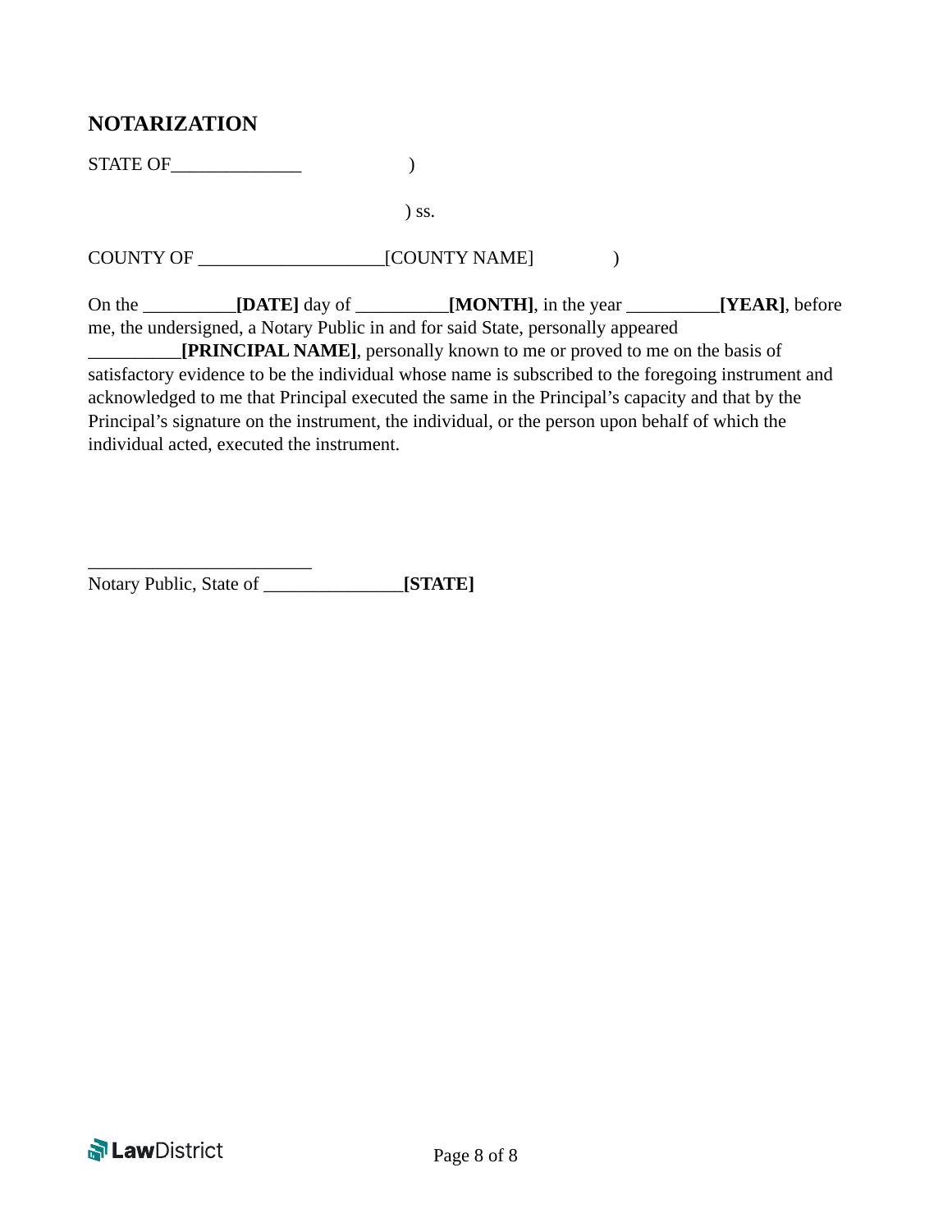## NOTARIZATION

STATE OF______________ )

) ss.

COUNTY OF ____________________[COUNTY NAME] )

On the __________**[DATE]** day of __________**[MONTH]**, in the year __________**[YEAR]**, before me, the undersigned, a Notary Public in and for said State, personally appeared __________**[PRINCIPAL NAME]**, personally known to me or proved to me on the basis of satisfactory evidence to be the individual whose name is subscribed to the foregoing instrument and acknowledged to me that Principal executed the same in the Principal's capacity and that by the Principal's signature on the instrument, the individual, or the person upon behalf of which the individual acted, executed the instrument.

________________________
Notary Public, State of _______________**[STATE]**